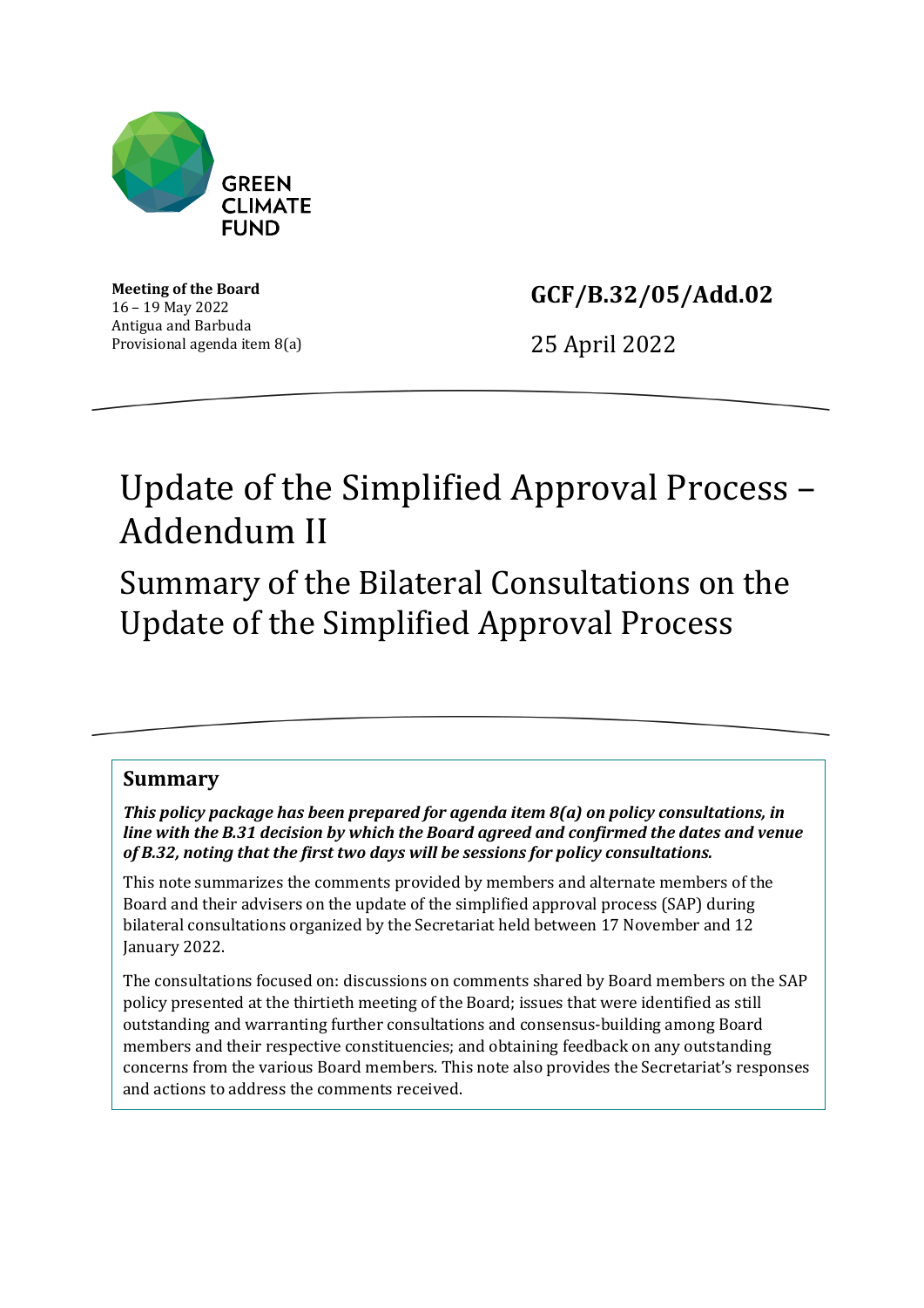GREEN CLIMATE FUND

**Meeting of the Board**
16 – 19 May 2022
Antigua and Barbuda
Provisional agenda item 8(a)

**GCF/B.32/05/Add.02**

25 April 2022

# Update of the Simplified Approval Process – Addendum II

## Summary of the Bilateral Consultations on the Update of the Simplified Approval Process

### Summary

***This policy package has been prepared for agenda item 8(a) on policy consultations, in line with the B.31 decision by which the Board agreed and confirmed the dates and venue of B.32, noting that the first two days will be sessions for policy consultations.***

This note summarizes the comments provided by members and alternate members of the Board and their advisers on the update of the simplified approval process (SAP) during bilateral consultations organized by the Secretariat held between 17 November and 12 January 2022.

The consultations focused on: discussions on comments shared by Board members on the SAP policy presented at the thirtieth meeting of the Board; issues that were identified as still outstanding and warranting further consultations and consensus-building among Board members and their respective constituencies; and obtaining feedback on any outstanding concerns from the various Board members. This note also provides the Secretariat's responses and actions to address the comments received.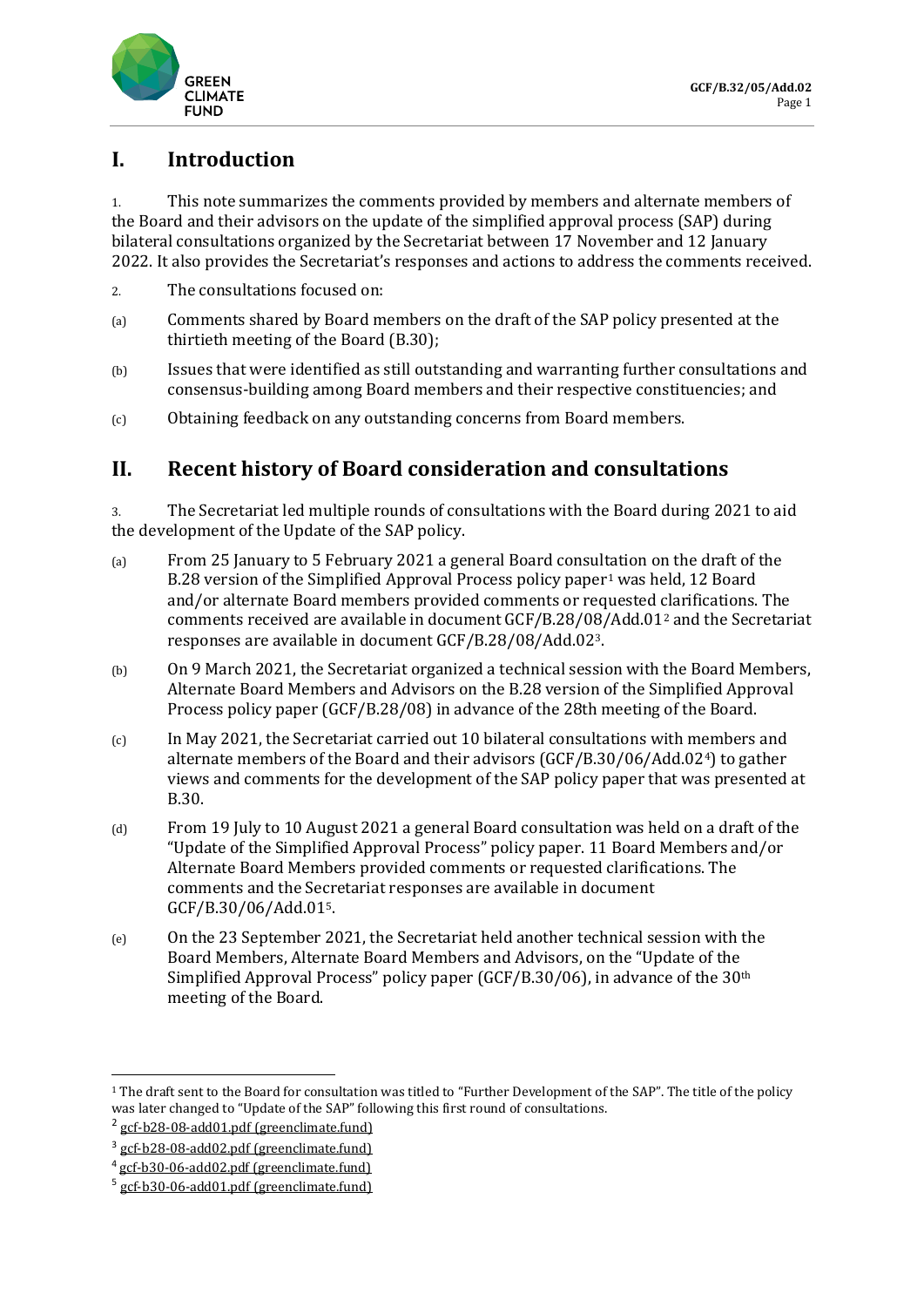# I. Introduction

1. This note summarizes the comments provided by members and alternate members of the Board and their advisors on the update of the simplified approval process (SAP) during bilateral consultations organized by the Secretariat between 17 November and 12 January 2022. It also provides the Secretariat's responses and actions to address the comments received.

2. The consultations focused on:

(a) Comments shared by Board members on the draft of the SAP policy presented at the thirtieth meeting of the Board (B.30);

(b) Issues that were identified as still outstanding and warranting further consultations and consensus-building among Board members and their respective constituencies; and

(c) Obtaining feedback on any outstanding concerns from Board members.

# II. Recent history of Board consideration and consultations

3. The Secretariat led multiple rounds of consultations with the Board during 2021 to aid the development of the Update of the SAP policy.

(a) From 25 January to 5 February 2021 a general Board consultation on the draft of the B.28 version of the Simplified Approval Process policy paper[1] was held, 12 Board and/or alternate Board members provided comments or requested clarifications. The comments received are available in document GCF/B.28/08/Add.01[2] and the Secretariat responses are available in document GCF/B.28/08/Add.02[3].

(b) On 9 March 2021, the Secretariat organized a technical session with the Board Members, Alternate Board Members and Advisors on the B.28 version of the Simplified Approval Process policy paper (GCF/B.28/08) in advance of the 28th meeting of the Board.

(c) In May 2021, the Secretariat carried out 10 bilateral consultations with members and alternate members of the Board and their advisors (GCF/B.30/06/Add.02[4]) to gather views and comments for the development of the SAP policy paper that was presented at B.30.

(d) From 19 July to 10 August 2021 a general Board consultation was held on a draft of the "Update of the Simplified Approval Process" policy paper. 11 Board Members and/or Alternate Board Members provided comments or requested clarifications. The comments and the Secretariat responses are available in document GCF/B.30/06/Add.01[5].

(e) On the 23 September 2021, the Secretariat held another technical session with the Board Members, Alternate Board Members and Advisors, on the "Update of the Simplified Approval Process" policy paper (GCF/B.30/06), in advance of the 30th meeting of the Board.

---

[1] The draft sent to the Board for consultation was titled to "Further Development of the SAP". The title of the policy was later changed to "Update of the SAP" following this first round of consultations.

[2] gcf-b28-08-add01.pdf (greenclimate.fund)

[3] gcf-b28-08-add02.pdf (greenclimate.fund)

[4] gcf-b30-06-add02.pdf (greenclimate.fund)

[5] gcf-b30-06-add01.pdf (greenclimate.fund)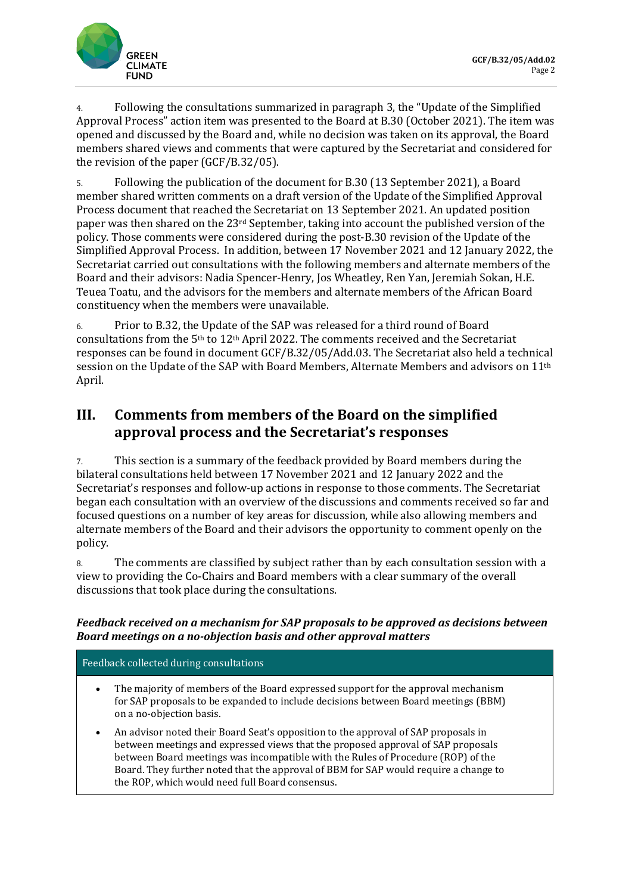4. Following the consultations summarized in paragraph 3, the "Update of the Simplified Approval Process" action item was presented to the Board at B.30 (October 2021). The item was opened and discussed by the Board and, while no decision was taken on its approval, the Board members shared views and comments that were captured by the Secretariat and considered for the revision of the paper (GCF/B.32/05).

5. Following the publication of the document for B.30 (13 September 2021), a Board member shared written comments on a draft version of the Update of the Simplified Approval Process document that reached the Secretariat on 13 September 2021. An updated position paper was then shared on the 23rd September, taking into account the published version of the policy. Those comments were considered during the post-B.30 revision of the Update of the Simplified Approval Process. In addition, between 17 November 2021 and 12 January 2022, the Secretariat carried out consultations with the following members and alternate members of the Board and their advisors: Nadia Spencer-Henry, Jos Wheatley, Ren Yan, Jeremiah Sokan, H.E. Teuea Toatu, and the advisors for the members and alternate members of the African Board constituency when the members were unavailable.

6. Prior to B.32, the Update of the SAP was released for a third round of Board consultations from the 5th to 12th April 2022. The comments received and the Secretariat responses can be found in document GCF/B.32/05/Add.03. The Secretariat also held a technical session on the Update of the SAP with Board Members, Alternate Members and advisors on 11th April.

## III. Comments from members of the Board on the simplified approval process and the Secretariat's responses

7. This section is a summary of the feedback provided by Board members during the bilateral consultations held between 17 November 2021 and 12 January 2022 and the Secretariat's responses and follow-up actions in response to those comments. The Secretariat began each consultation with an overview of the discussions and comments received so far and focused questions on a number of key areas for discussion, while also allowing members and alternate members of the Board and their advisors the opportunity to comment openly on the policy.

8. The comments are classified by subject rather than by each consultation session with a view to providing the Co-Chairs and Board members with a clear summary of the overall discussions that took place during the consultations.

***Feedback received on a mechanism for SAP proposals to be approved as decisions between Board meetings on a no-objection basis and other approval matters***

| Feedback collected during consultations |
| --- |
| • The majority of members of the Board expressed support for the approval mechanism for SAP proposals to be expanded to include decisions between Board meetings (BBM) on a no-objection basis.<br>• An advisor noted their Board Seat's opposition to the approval of SAP proposals in between meetings and expressed views that the proposed approval of SAP proposals between Board meetings was incompatible with the Rules of Procedure (ROP) of the Board. They further noted that the approval of BBM for SAP would require a change to the ROP, which would need full Board consensus. |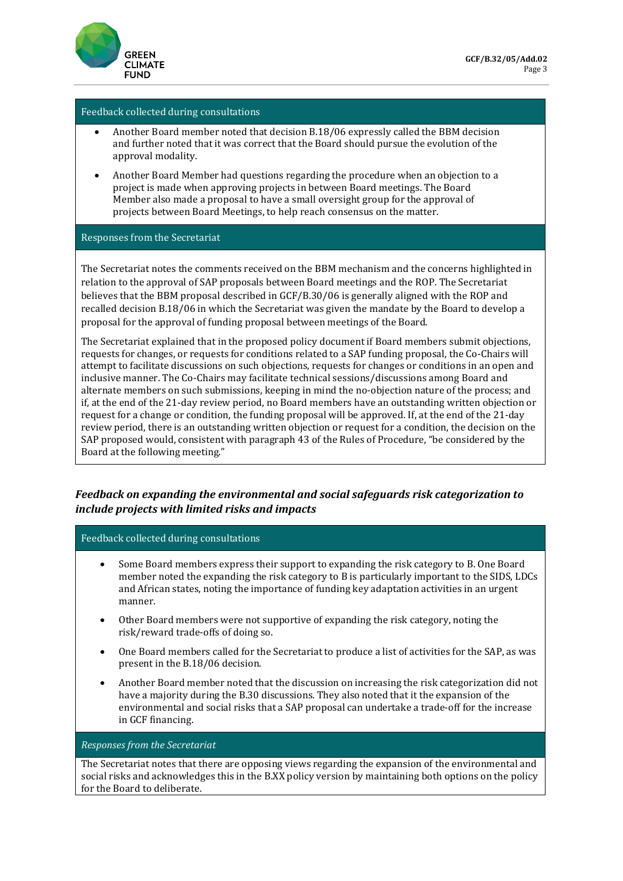**Feedback collected during consultations**

- Another Board member noted that decision B.18/06 expressly called the BBM decision and further noted that it was correct that the Board should pursue the evolution of the approval modality.
- Another Board Member had questions regarding the procedure when an objection to a project is made when approving projects in between Board meetings. The Board Member also made a proposal to have a small oversight group for the approval of projects between Board Meetings, to help reach consensus on the matter.

**Responses from the Secretariat**

The Secretariat notes the comments received on the BBM mechanism and the concerns highlighted in relation to the approval of SAP proposals between Board meetings and the ROP. The Secretariat believes that the BBM proposal described in GCF/B.30/06 is generally aligned with the ROP and recalled decision B.18/06 in which the Secretariat was given the mandate by the Board to develop a proposal for the approval of funding proposal between meetings of the Board.

The Secretariat explained that in the proposed policy document if Board members submit objections, requests for changes, or requests for conditions related to a SAP funding proposal, the Co-Chairs will attempt to facilitate discussions on such objections, requests for changes or conditions in an open and inclusive manner. The Co-Chairs may facilitate technical sessions/discussions among Board and alternate members on such submissions, keeping in mind the no-objection nature of the process; and if, at the end of the 21-day review period, no Board members have an outstanding written objection or request for a change or condition, the funding proposal will be approved. If, at the end of the 21-day review period, there is an outstanding written objection or request for a condition, the decision on the SAP proposed would, consistent with paragraph 43 of the Rules of Procedure, "be considered by the Board at the following meeting."

### *Feedback on expanding the environmental and social safeguards risk categorization to include projects with limited risks and impacts*

**Feedback collected during consultations**

- Some Board members express their support to expanding the risk category to B. One Board member noted the expanding the risk category to B is particularly important to the SIDS, LDCs and African states, noting the importance of funding key adaptation activities in an urgent manner.
- Other Board members were not supportive of expanding the risk category, noting the risk/reward trade-offs of doing so.
- One Board members called for the Secretariat to produce a list of activities for the SAP, as was present in the B.18/06 decision.
- Another Board member noted that the discussion on increasing the risk categorization did not have a majority during the B.30 discussions. They also noted that it the expansion of the environmental and social risks that a SAP proposal can undertake a trade-off for the increase in GCF financing.

***Responses from the Secretariat***

The Secretariat notes that there are opposing views regarding the expansion of the environmental and social risks and acknowledges this in the B.XX policy version by maintaining both options on the policy for the Board to deliberate.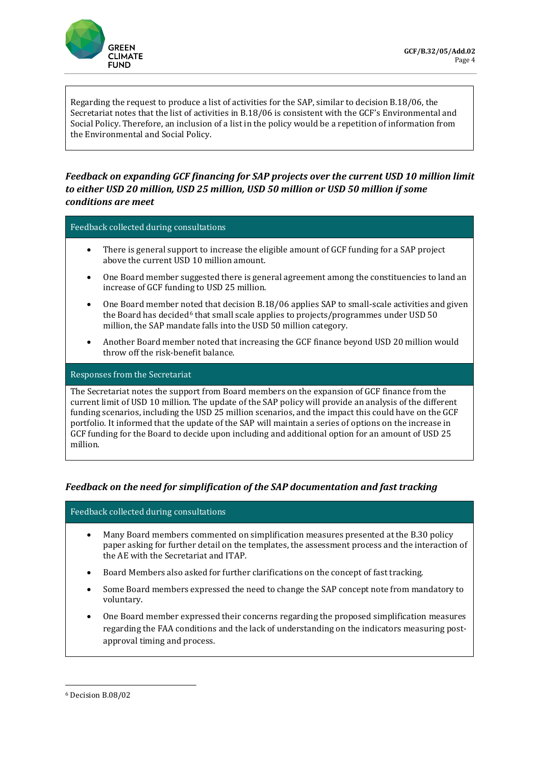Regarding the request to produce a list of activities for the SAP, similar to decision B.18/06, the Secretariat notes that the list of activities in B.18/06 is consistent with the GCF's Environmental and Social Policy. Therefore, an inclusion of a list in the policy would be a repetition of information from the Environmental and Social Policy.

### *Feedback on expanding GCF financing for SAP projects over the current USD 10 million limit to either USD 20 million, USD 25 million, USD 50 million or USD 50 million if some conditions are meet*

**Feedback collected during consultations**

- There is general support to increase the eligible amount of GCF funding for a SAP project above the current USD 10 million amount.
- One Board member suggested there is general agreement among the constituencies to land an increase of GCF funding to USD 25 million.
- One Board member noted that decision B.18/06 applies SAP to small-scale activities and given the Board has decided[6] that small scale applies to projects/programmes under USD 50 million, the SAP mandate falls into the USD 50 million category.
- Another Board member noted that increasing the GCF finance beyond USD 20 million would throw off the risk-benefit balance.

**Responses from the Secretariat**

The Secretariat notes the support from Board members on the expansion of GCF finance from the current limit of USD 10 million. The update of the SAP policy will provide an analysis of the different funding scenarios, including the USD 25 million scenarios, and the impact this could have on the GCF portfolio. It informed that the update of the SAP will maintain a series of options on the increase in GCF funding for the Board to decide upon including and additional option for an amount of USD 25 million.

### *Feedback on the need for simplification of the SAP documentation and fast tracking*

**Feedback collected during consultations**

- Many Board members commented on simplification measures presented at the B.30 policy paper asking for further detail on the templates, the assessment process and the interaction of the AE with the Secretariat and ITAP.
- Board Members also asked for further clarifications on the concept of fast tracking.
- Some Board members expressed the need to change the SAP concept note from mandatory to voluntary.
- One Board member expressed their concerns regarding the proposed simplification measures regarding the FAA conditions and the lack of understanding on the indicators measuring post-approval timing and process.

---

[6] Decision B.08/02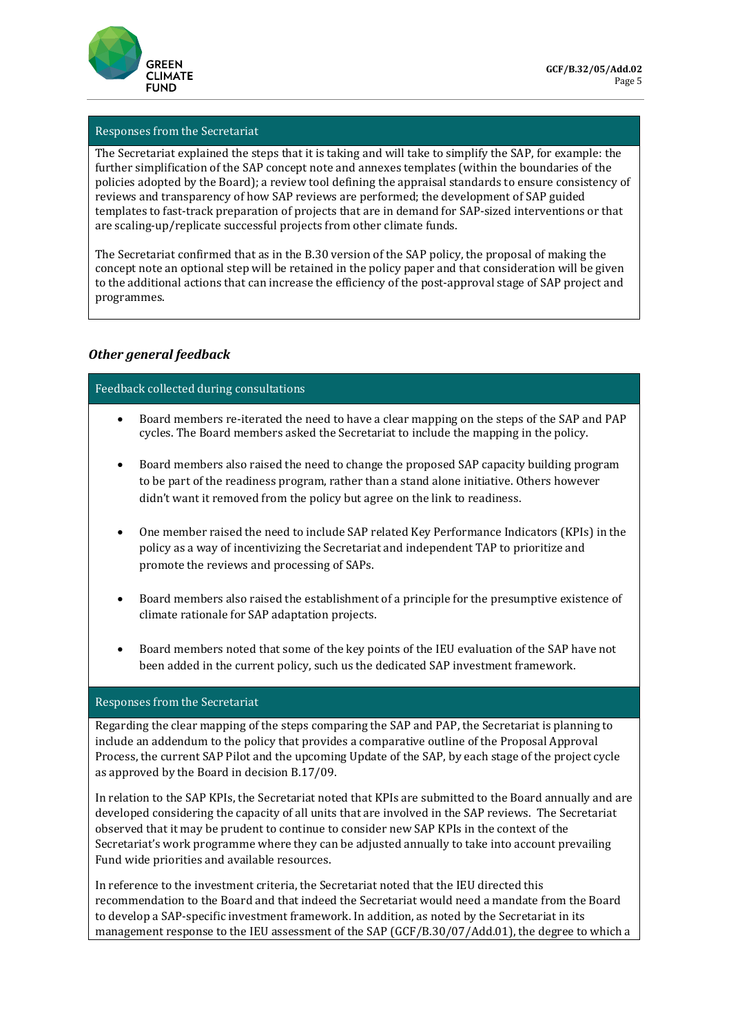| Responses from the Secretariat |
|---|
| The Secretariat explained the steps that it is taking and will take to simplify the SAP, for example: the further simplification of the SAP concept note and annexes templates (within the boundaries of the policies adopted by the Board); a review tool defining the appraisal standards to ensure consistency of reviews and transparency of how SAP reviews are performed; the development of SAP guided templates to fast-track preparation of projects that are in demand for SAP-sized interventions or that are scaling-up/replicate successful projects from other climate funds.<br><br>The Secretariat confirmed that as in the B.30 version of the SAP policy, the proposal of making the concept note an optional step will be retained in the policy paper and that consideration will be given to the additional actions that can increase the efficiency of the post-approval stage of SAP project and programmes. |

### *Other general feedback*

| Feedback collected during consultations |
|---|
| • Board members re-iterated the need to have a clear mapping on the steps of the SAP and PAP cycles. The Board members asked the Secretariat to include the mapping in the policy.<br><br>• Board members also raised the need to change the proposed SAP capacity building program to be part of the readiness program, rather than a stand alone initiative. Others however didn't want it removed from the policy but agree on the link to readiness.<br><br>• One member raised the need to include SAP related Key Performance Indicators (KPIs) in the policy as a way of incentivizing the Secretariat and independent TAP to prioritize and promote the reviews and processing of SAPs.<br><br>• Board members also raised the establishment of a principle for the presumptive existence of climate rationale for SAP adaptation projects.<br><br>• Board members noted that some of the key points of the IEU evaluation of the SAP have not been added in the current policy, such us the dedicated SAP investment framework. |
| **Responses from the Secretariat** |
| Regarding the clear mapping of the steps comparing the SAP and PAP, the Secretariat is planning to include an addendum to the policy that provides a comparative outline of the Proposal Approval Process, the current SAP Pilot and the upcoming Update of the SAP, by each stage of the project cycle as approved by the Board in decision B.17/09.<br><br>In relation to the SAP KPIs, the Secretariat noted that KPIs are submitted to the Board annually and are developed considering the capacity of all units that are involved in the SAP reviews. The Secretariat observed that it may be prudent to continue to consider new SAP KPIs in the context of the Secretariat's work programme where they can be adjusted annually to take into account prevailing Fund wide priorities and available resources.<br><br>In reference to the investment criteria, the Secretariat noted that the IEU directed this recommendation to the Board and that indeed the Secretariat would need a mandate from the Board to develop a SAP-specific investment framework. In addition, as noted by the Secretariat in its management response to the IEU assessment of the SAP (GCF/B.30/07/Add.01), the degree to which a |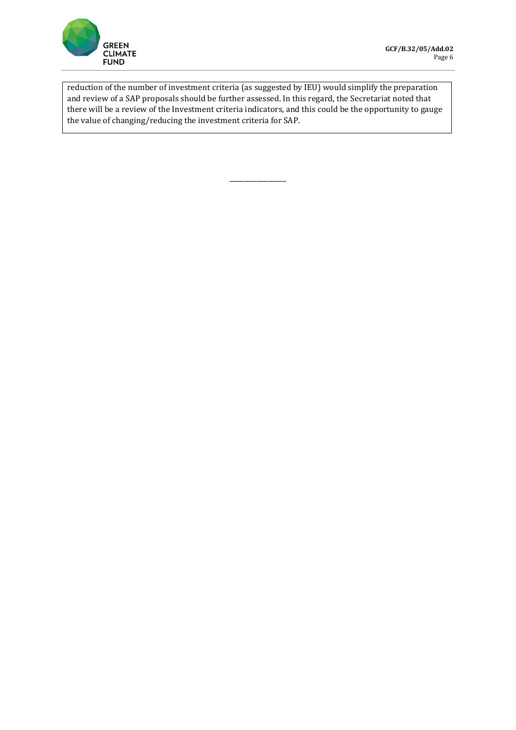reduction of the number of investment criteria (as suggested by IEU) would simplify the preparation and review of a SAP proposals should be further assessed. In this regard, the Secretariat noted that there will be a review of the Investment criteria indicators, and this could be the opportunity to gauge the value of changing/reducing the investment criteria for SAP.

______________